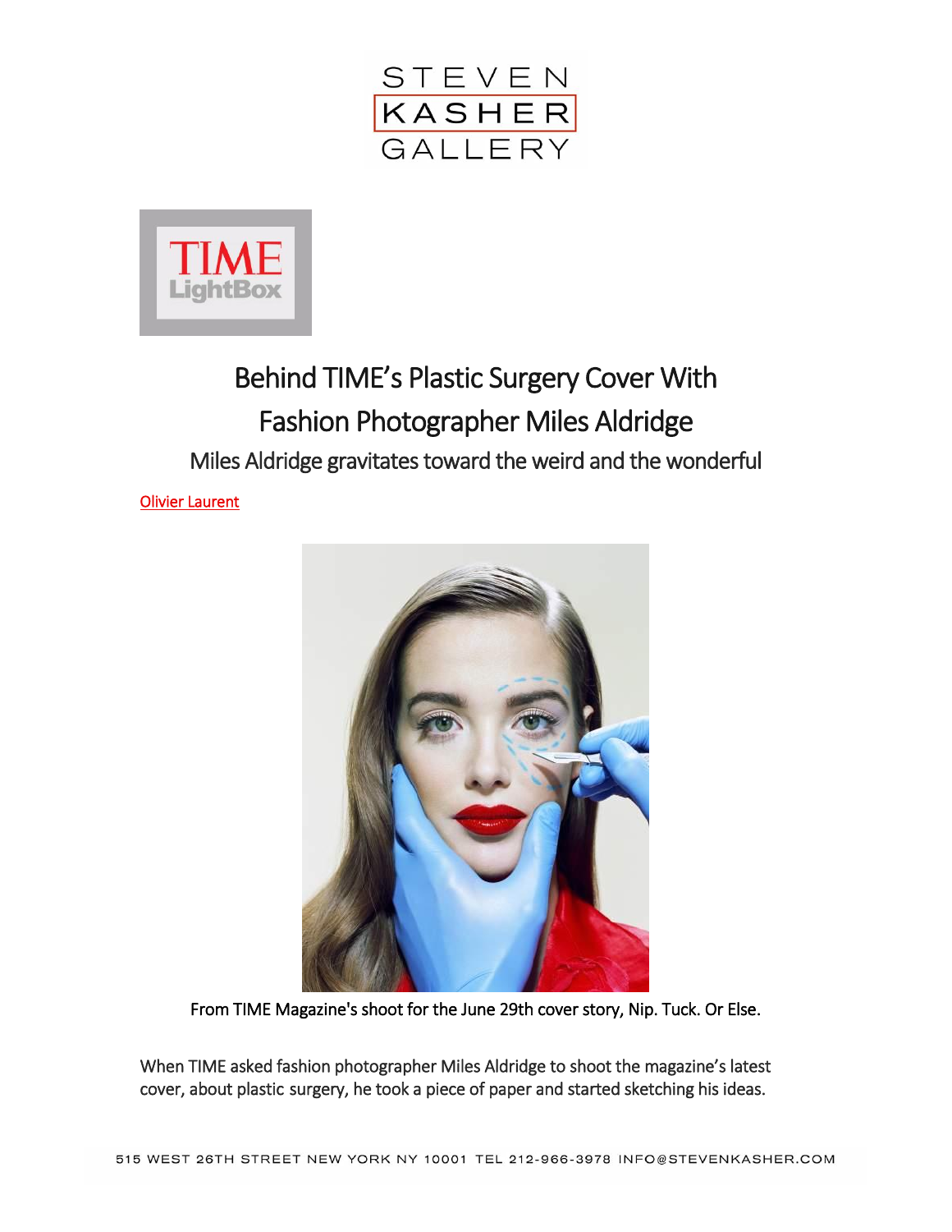STEVEN KASHER GALLERY

TIME LightBox

# Behind TIME's Plastic Surgery Cover With Fashion Photographer Miles Aldridge

## Miles Aldridge gravitates toward the weird and the wonderful

Olivier Laurent

From TIME Magazine's shoot for the June 29th cover story, Nip. Tuck. Or Else.

When TIME asked fashion photographer Miles Aldridge to shoot the magazine's latest cover, about plastic surgery, he took a piece of paper and started sketching his ideas.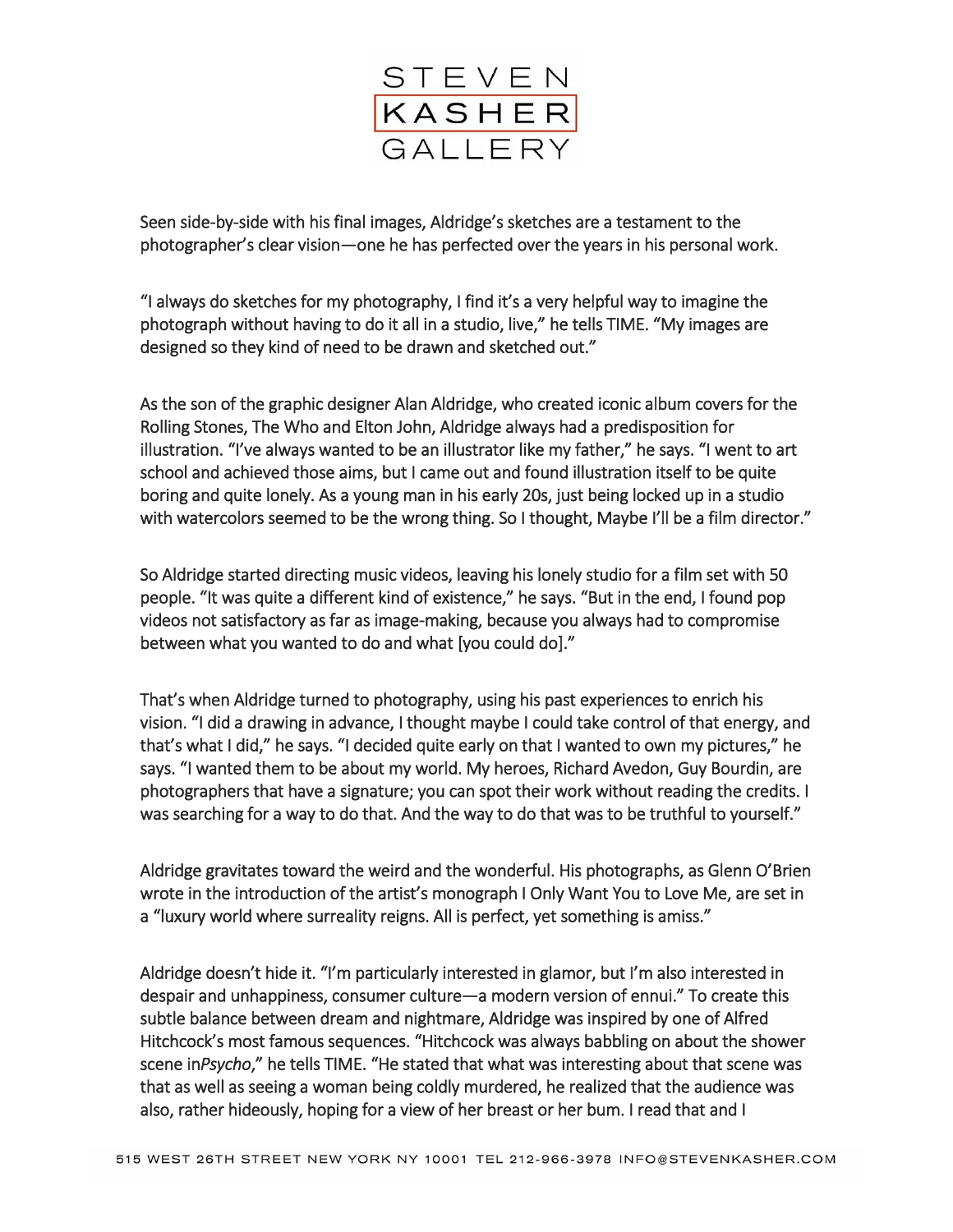Seen side-by-side with his final images, Aldridge's sketches are a testament to the photographer's clear vision—one he has perfected over the years in his personal work.

"I always do sketches for my photography, I find it's a very helpful way to imagine the photograph without having to do it all in a studio, live," he tells TIME. "My images are designed so they kind of need to be drawn and sketched out."

As the son of the graphic designer Alan Aldridge, who created iconic album covers for the Rolling Stones, The Who and Elton John, Aldridge always had a predisposition for illustration. "I've always wanted to be an illustrator like my father," he says. "I went to art school and achieved those aims, but I came out and found illustration itself to be quite boring and quite lonely. As a young man in his early 20s, just being locked up in a studio with watercolors seemed to be the wrong thing. So I thought, Maybe I'll be a film director."

So Aldridge started directing music videos, leaving his lonely studio for a film set with 50 people. "It was quite a different kind of existence," he says. "But in the end, I found pop videos not satisfactory as far as image-making, because you always had to compromise between what you wanted to do and what [you could do]."

That's when Aldridge turned to photography, using his past experiences to enrich his vision. "I did a drawing in advance, I thought maybe I could take control of that energy, and that's what I did," he says. "I decided quite early on that I wanted to own my pictures," he says. "I wanted them to be about my world. My heroes, Richard Avedon, Guy Bourdin, are photographers that have a signature; you can spot their work without reading the credits. I was searching for a way to do that. And the way to do that was to be truthful to yourself."

Aldridge gravitates toward the weird and the wonderful. His photographs, as Glenn O'Brien wrote in the introduction of the artist's monograph I Only Want You to Love Me, are set in a "luxury world where surreality reigns. All is perfect, yet something is amiss."

Aldridge doesn't hide it. "I'm particularly interested in glamor, but I'm also interested in despair and unhappiness, consumer culture—a modern version of ennui." To create this subtle balance between dream and nightmare, Aldridge was inspired by one of Alfred Hitchcock's most famous sequences. "Hitchcock was always babbling on about the shower scene in*Psycho*," he tells TIME. "He stated that what was interesting about that scene was that as well as seeing a woman being coldly murdered, he realized that the audience was also, rather hideously, hoping for a view of her breast or her bum. I read that and I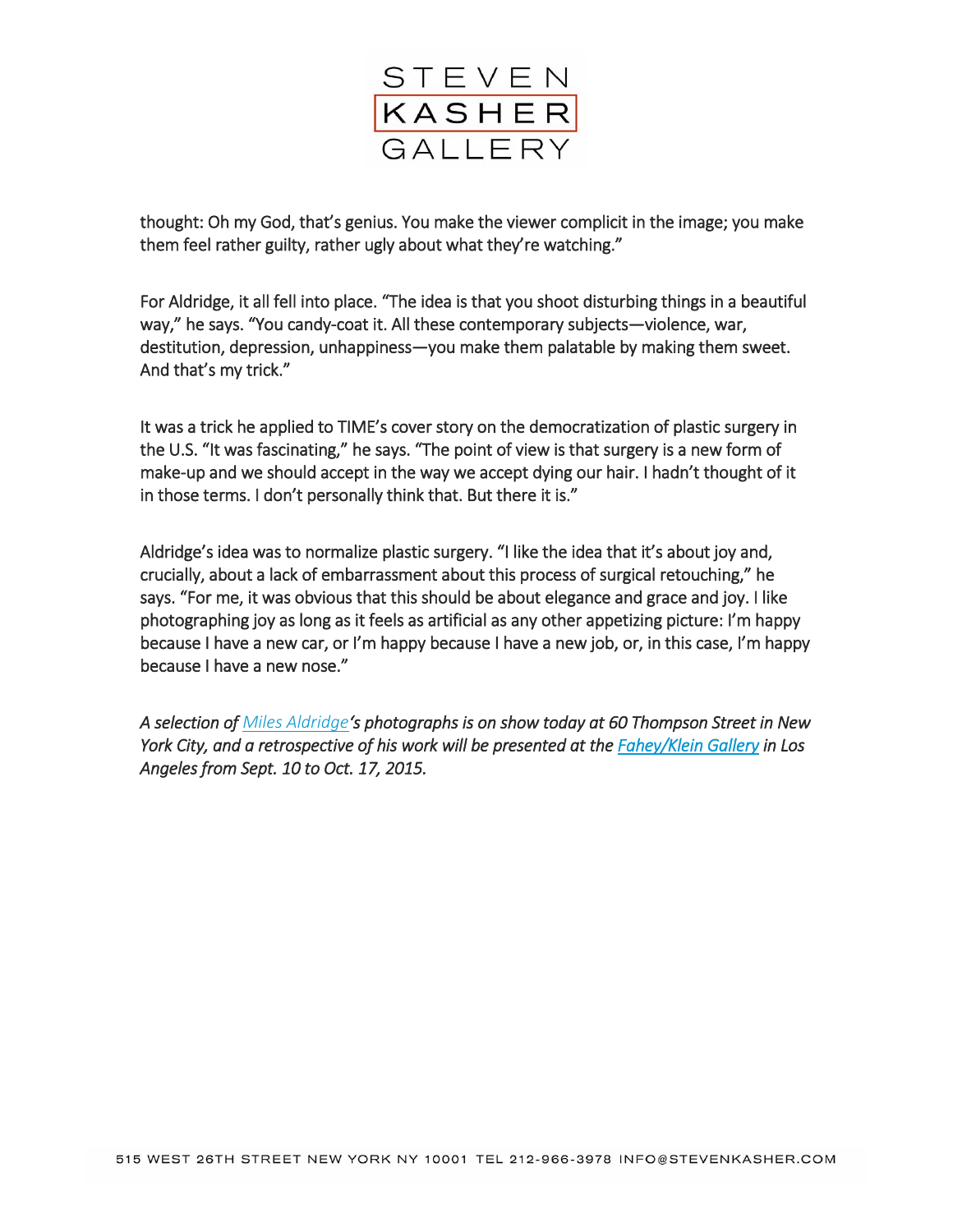thought: Oh my God, that's genius. You make the viewer complicit in the image; you make them feel rather guilty, rather ugly about what they're watching."

For Aldridge, it all fell into place. "The idea is that you shoot disturbing things in a beautiful way," he says. "You candy-coat it. All these contemporary subjects—violence, war, destitution, depression, unhappiness—you make them palatable by making them sweet. And that's my trick."

It was a trick he applied to TIME's cover story on the democratization of plastic surgery in the U.S. "It was fascinating," he says. "The point of view is that surgery is a new form of make-up and we should accept in the way we accept dying our hair. I hadn't thought of it in those terms. I don't personally think that. But there it is."

Aldridge's idea was to normalize plastic surgery. "I like the idea that it's about joy and, crucially, about a lack of embarrassment about this process of surgical retouching," he says. "For me, it was obvious that this should be about elegance and grace and joy. I like photographing joy as long as it feels as artificial as any other appetizing picture: I'm happy because I have a new car, or I'm happy because I have a new job, or, in this case, I'm happy because I have a new nose."

*A selection of Miles Aldridge's photographs is on show today at 60 Thompson Street in New York City, and a retrospective of his work will be presented at the Fahey/Klein Gallery in Los Angeles from Sept. 10 to Oct. 17, 2015.*